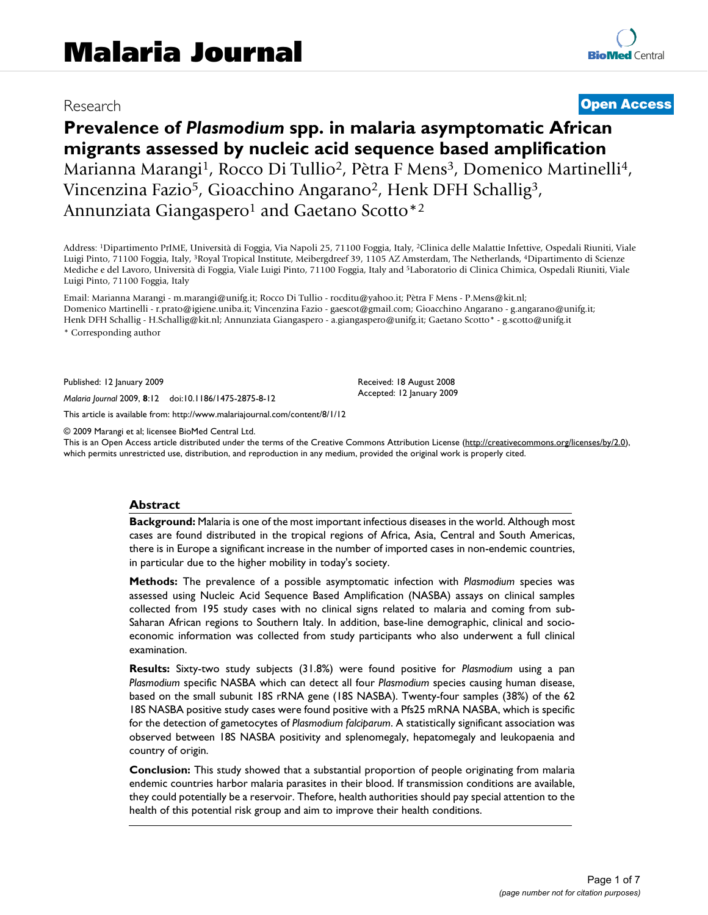# Malaria Journal

Research

**Open Access**

# Prevalence of *Plasmodium* spp. in malaria asymptomatic African migrants assessed by nucleic acid sequence based amplification

Marianna Marangi[1], Rocco Di Tullio[2], Pètra F Mens[3], Domenico Martinelli[4], Vincenzina Fazio[5], Gioacchino Angarano[2], Henk DFH Schallig[3], Annunziata Giangaspero[1] and Gaetano Scotto*[2]

Address: [1]Dipartimento PrIME, Università di Foggia, Via Napoli 25, 71100 Foggia, Italy, [2]Clinica delle Malattie Infettive, Ospedali Riuniti, Viale Luigi Pinto, 71100 Foggia, Italy, [3]Royal Tropical Institute, Meibergdreef 39, 1105 AZ Amsterdam, The Netherlands, [4]Dipartimento di Scienze Mediche e del Lavoro, Università di Foggia, Viale Luigi Pinto, 71100 Foggia, Italy and [5]Laboratorio di Clinica Chimica, Ospedali Riuniti, Viale Luigi Pinto, 71100 Foggia, Italy

Email: Marianna Marangi - m.marangi@unifg.it; Rocco Di Tullio - rocditu@yahoo.it; Pètra F Mens - P.Mens@kit.nl; Domenico Martinelli - r.prato@igiene.uniba.it; Vincenzina Fazio - gaescot@gmail.com; Gioacchino Angarano - g.angarano@unifg.it; Henk DFH Schallig - H.Schallig@kit.nl; Annunziata Giangaspero - a.giangaspero@unifg.it; Gaetano Scotto* - g.scotto@unifg.it

\* Corresponding author

Published: 12 January 2009

*Malaria Journal* 2009, **8**:12 doi:10.1186/1475-2875-8-12

Received: 18 August 2008
Accepted: 12 January 2009

This article is available from: http://www.malariajournal.com/content/8/1/12

© 2009 Marangi et al; licensee BioMed Central Ltd.
This is an Open Access article distributed under the terms of the Creative Commons Attribution License (http://creativecommons.org/licenses/by/2.0), which permits unrestricted use, distribution, and reproduction in any medium, provided the original work is properly cited.

## Abstract

**Background:** Malaria is one of the most important infectious diseases in the world. Although most cases are found distributed in the tropical regions of Africa, Asia, Central and South Americas, there is in Europe a significant increase in the number of imported cases in non-endemic countries, in particular due to the higher mobility in today's society.

**Methods:** The prevalence of a possible asymptomatic infection with *Plasmodium* species was assessed using Nucleic Acid Sequence Based Amplification (NASBA) assays on clinical samples collected from 195 study cases with no clinical signs related to malaria and coming from sub-Saharan African regions to Southern Italy. In addition, base-line demographic, clinical and socio-economic information was collected from study participants who also underwent a full clinical examination.

**Results:** Sixty-two study subjects (31.8%) were found positive for *Plasmodium* using a pan *Plasmodium* specific NASBA which can detect all four *Plasmodium* species causing human disease, based on the small subunit 18S rRNA gene (18S NASBA). Twenty-four samples (38%) of the 62 18S NASBA positive study cases were found positive with a Pfs25 mRNA NASBA, which is specific for the detection of gametocytes of *Plasmodium falciparum*. A statistically significant association was observed between 18S NASBA positivity and splenomegaly, hepatomegaly and leukopaenia and country of origin.

**Conclusion:** This study showed that a substantial proportion of people originating from malaria endemic countries harbor malaria parasites in their blood. If transmission conditions are available, they could potentially be a reservoir. Thefore, health authorities should pay special attention to the health of this potential risk group and aim to improve their health conditions.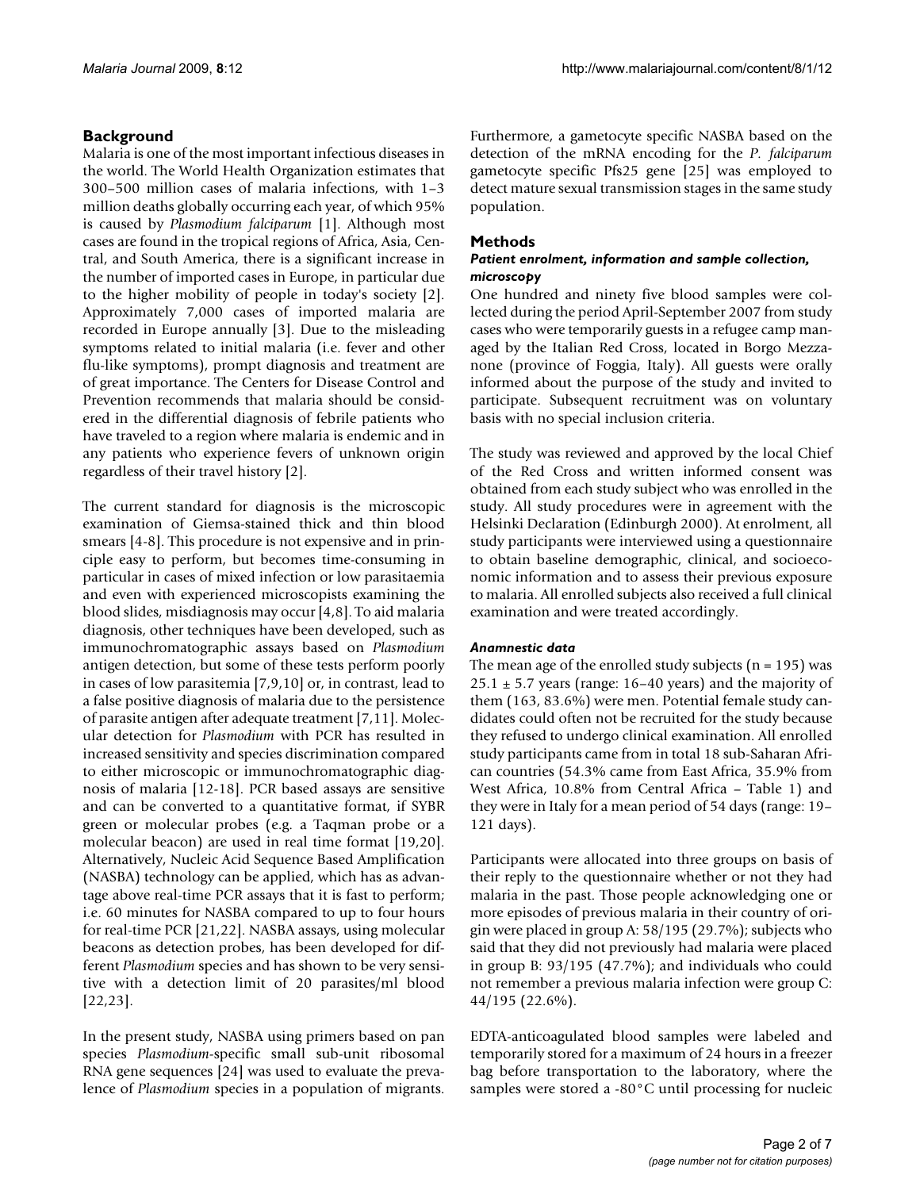## Background

Malaria is one of the most important infectious diseases in the world. The World Health Organization estimates that 300–500 million cases of malaria infections, with 1–3 million deaths globally occurring each year, of which 95% is caused by *Plasmodium falciparum* [1]. Although most cases are found in the tropical regions of Africa, Asia, Central, and South America, there is a significant increase in the number of imported cases in Europe, in particular due to the higher mobility of people in today's society [2]. Approximately 7,000 cases of imported malaria are recorded in Europe annually [3]. Due to the misleading symptoms related to initial malaria (i.e. fever and other flu-like symptoms), prompt diagnosis and treatment are of great importance. The Centers for Disease Control and Prevention recommends that malaria should be considered in the differential diagnosis of febrile patients who have traveled to a region where malaria is endemic and in any patients who experience fevers of unknown origin regardless of their travel history [2].

The current standard for diagnosis is the microscopic examination of Giemsa-stained thick and thin blood smears [4-8]. This procedure is not expensive and in principle easy to perform, but becomes time-consuming in particular in cases of mixed infection or low parasitaemia and even with experienced microscopists examining the blood slides, misdiagnosis may occur [4,8]. To aid malaria diagnosis, other techniques have been developed, such as immunochromatographic assays based on *Plasmodium* antigen detection, but some of these tests perform poorly in cases of low parasitemia [7,9,10] or, in contrast, lead to a false positive diagnosis of malaria due to the persistence of parasite antigen after adequate treatment [7,11]. Molecular detection for *Plasmodium* with PCR has resulted in increased sensitivity and species discrimination compared to either microscopic or immunochromatographic diagnosis of malaria [12-18]. PCR based assays are sensitive and can be converted to a quantitative format, if SYBR green or molecular probes (e.g. a Taqman probe or a molecular beacon) are used in real time format [19,20]. Alternatively, Nucleic Acid Sequence Based Amplification (NASBA) technology can be applied, which has as advantage above real-time PCR assays that it is fast to perform; i.e. 60 minutes for NASBA compared to up to four hours for real-time PCR [21,22]. NASBA assays, using molecular beacons as detection probes, has been developed for different *Plasmodium* species and has shown to be very sensitive with a detection limit of 20 parasites/ml blood [22,23].

In the present study, NASBA using primers based on pan species *Plasmodium*-specific small sub-unit ribosomal RNA gene sequences [24] was used to evaluate the prevalence of *Plasmodium* species in a population of migrants. Furthermore, a gametocyte specific NASBA based on the detection of the mRNA encoding for the *P. falciparum* gametocyte specific Pfs25 gene [25] was employed to detect mature sexual transmission stages in the same study population.

## Methods

### *Patient enrolment, information and sample collection, microscopy*

One hundred and ninety five blood samples were collected during the period April-September 2007 from study cases who were temporarily guests in a refugee camp managed by the Italian Red Cross, located in Borgo Mezzanone (province of Foggia, Italy). All guests were orally informed about the purpose of the study and invited to participate. Subsequent recruitment was on voluntary basis with no special inclusion criteria.

The study was reviewed and approved by the local Chief of the Red Cross and written informed consent was obtained from each study subject who was enrolled in the study. All study procedures were in agreement with the Helsinki Declaration (Edinburgh 2000). At enrolment, all study participants were interviewed using a questionnaire to obtain baseline demographic, clinical, and socioeconomic information and to assess their previous exposure to malaria. All enrolled subjects also received a full clinical examination and were treated accordingly.

### *Anamnestic data*

The mean age of the enrolled study subjects (n = 195) was 25.1 ± 5.7 years (range: 16–40 years) and the majority of them (163, 83.6%) were men. Potential female study candidates could often not be recruited for the study because they refused to undergo clinical examination. All enrolled study participants came from in total 18 sub-Saharan African countries (54.3% came from East Africa, 35.9% from West Africa, 10.8% from Central Africa – Table 1) and they were in Italy for a mean period of 54 days (range: 19–121 days).

Participants were allocated into three groups on basis of their reply to the questionnaire whether or not they had malaria in the past. Those people acknowledging one or more episodes of previous malaria in their country of origin were placed in group A: 58/195 (29.7%); subjects who said that they did not previously had malaria were placed in group B: 93/195 (47.7%); and individuals who could not remember a previous malaria infection were group C: 44/195 (22.6%).

EDTA-anticoagulated blood samples were labeled and temporarily stored for a maximum of 24 hours in a freezer bag before transportation to the laboratory, where the samples were stored a -80°C until processing for nucleic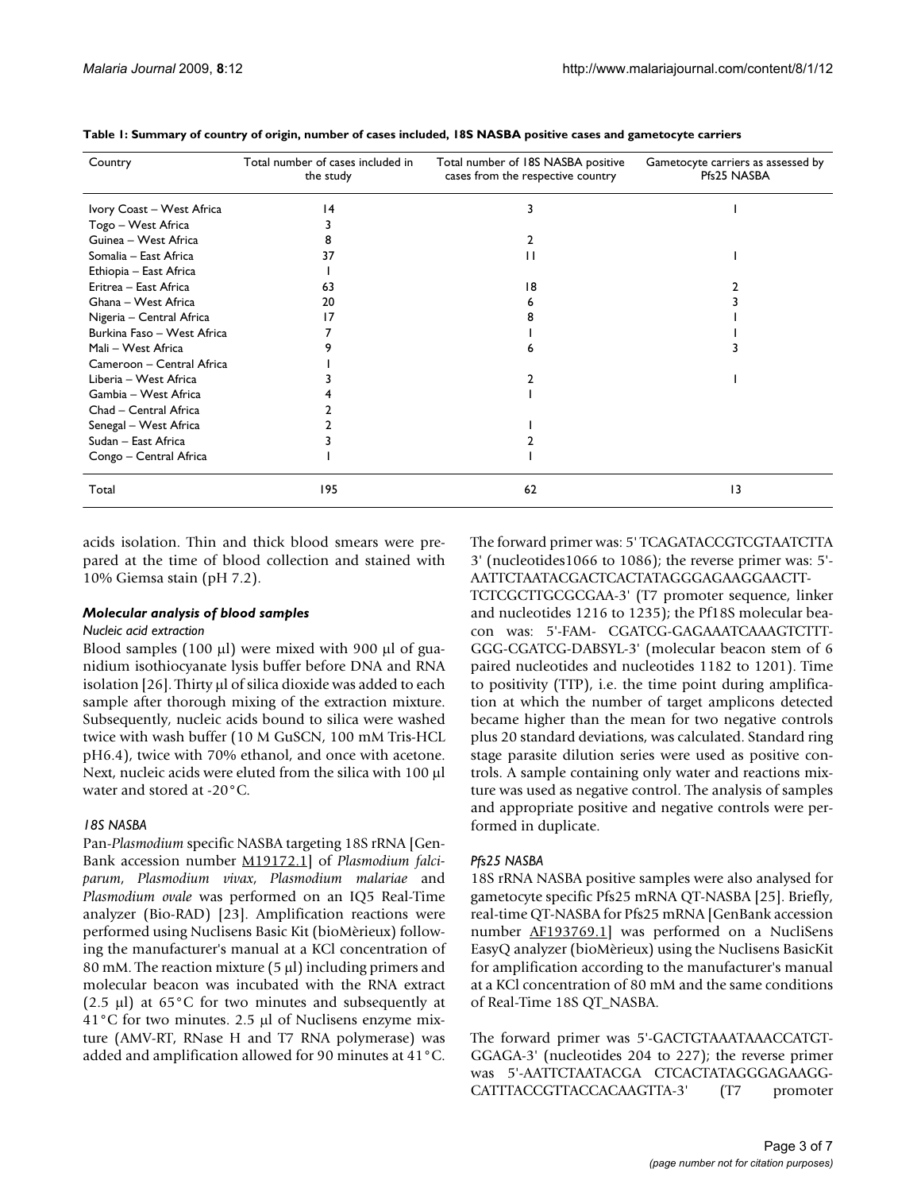**Table 1: Summary of country of origin, number of cases included, 18S NASBA positive cases and gametocyte carriers**

| Country | Total number of cases included in the study | Total number of 18S NASBA positive cases from the respective country | Gametocyte carriers as assessed by Pfs25 NASBA |
|---|---|---|---|
| Ivory Coast – West Africa | 14 | 3 | 1 |
| Togo – West Africa | 3 | | |
| Guinea – West Africa | 8 | 2 | |
| Somalia – East Africa | 37 | 11 | 1 |
| Ethiopia – East Africa | 1 | | |
| Eritrea – East Africa | 63 | 18 | 2 |
| Ghana – West Africa | 20 | 6 | 3 |
| Nigeria – Central Africa | 17 | 8 | 1 |
| Burkina Faso – West Africa | 7 | 1 | 1 |
| Mali – West Africa | 9 | 6 | 3 |
| Cameroon – Central Africa | 1 | | |
| Liberia – West Africa | 3 | 2 | 1 |
| Gambia – West Africa | 4 | 1 | |
| Chad – Central Africa | 2 | | |
| Senegal – West Africa | 2 | 1 | |
| Sudan – East Africa | 3 | 2 | |
| Congo – Central Africa | 1 | 1 | |
| Total | 195 | 62 | 13 |

acids isolation. Thin and thick blood smears were prepared at the time of blood collection and stained with 10% Giemsa stain (pH 7.2).

### *Molecular analysis of blood samples*

*Nucleic acid extraction*

Blood samples (100 μl) were mixed with 900 μl of guanidium isothiocyanate lysis buffer before DNA and RNA isolation [26]. Thirty μl of silica dioxide was added to each sample after thorough mixing of the extraction mixture. Subsequently, nucleic acids bound to silica were washed twice with wash buffer (10 M GuSCN, 100 mM Tris-HCL pH6.4), twice with 70% ethanol, and once with acetone. Next, nucleic acids were eluted from the silica with 100 μl water and stored at -20°C.

*18S NASBA*

Pan-*Plasmodium* specific NASBA targeting 18S rRNA [GenBank accession number M19172.1] of *Plasmodium falciparum*, *Plasmodium vivax*, *Plasmodium malariae* and *Plasmodium ovale* was performed on an IQ5 Real-Time analyzer (Bio-RAD) [23]. Amplification reactions were performed using Nuclisens Basic Kit (bioMèrieux) following the manufacturer's manual at a KCl concentration of 80 mM. The reaction mixture (5 μl) including primers and molecular beacon was incubated with the RNA extract (2.5 μl) at 65°C for two minutes and subsequently at 41°C for two minutes. 2.5 μl of Nuclisens enzyme mixture (AMV-RT, RNase H and T7 RNA polymerase) was added and amplification allowed for 90 minutes at 41°C.

The forward primer was: 5' TCAGATACCGTCGTAATCTTA 3' (nucleotides1066 to 1086); the reverse primer was: 5'-AATTCTAATACGACTCACTATAGGGAGAAGGAACTT-TCTCGCTTGCGCGAA-3' (T7 promoter sequence, linker and nucleotides 1216 to 1235); the Pf18S molecular beacon was: 5'-FAM- CGATCG-GAGAAATCAAAGTCTTT-GGG-CGATCG-DABSYL-3' (molecular beacon stem of 6 paired nucleotides and nucleotides 1182 to 1201). Time to positivity (TTP), i.e. the time point during amplification at which the number of target amplicons detected became higher than the mean for two negative controls plus 20 standard deviations, was calculated. Standard ring stage parasite dilution series were used as positive controls. A sample containing only water and reactions mixture was used as negative control. The analysis of samples and appropriate positive and negative controls were performed in duplicate.

*Pfs25 NASBA*

18S rRNA NASBA positive samples were also analysed for gametocyte specific Pfs25 mRNA QT-NASBA [25]. Briefly, real-time QT-NASBA for Pfs25 mRNA [GenBank accession number AF193769.1] was performed on a NucliSens EasyQ analyzer (bioMèrieux) using the Nuclisens BasicKit for amplification according to the manufacturer's manual at a KCl concentration of 80 mM and the same conditions of Real-Time 18S QT_NASBA.

The forward primer was 5'-GACTGTAAATAAACCATGT-GGAGA-3' (nucleotides 204 to 227); the reverse primer was 5'-AATTCTAATACGA CTCACTATAGGGAGAAGG-CATTTACCGTTACCACAAGTTA-3' (T7 promoter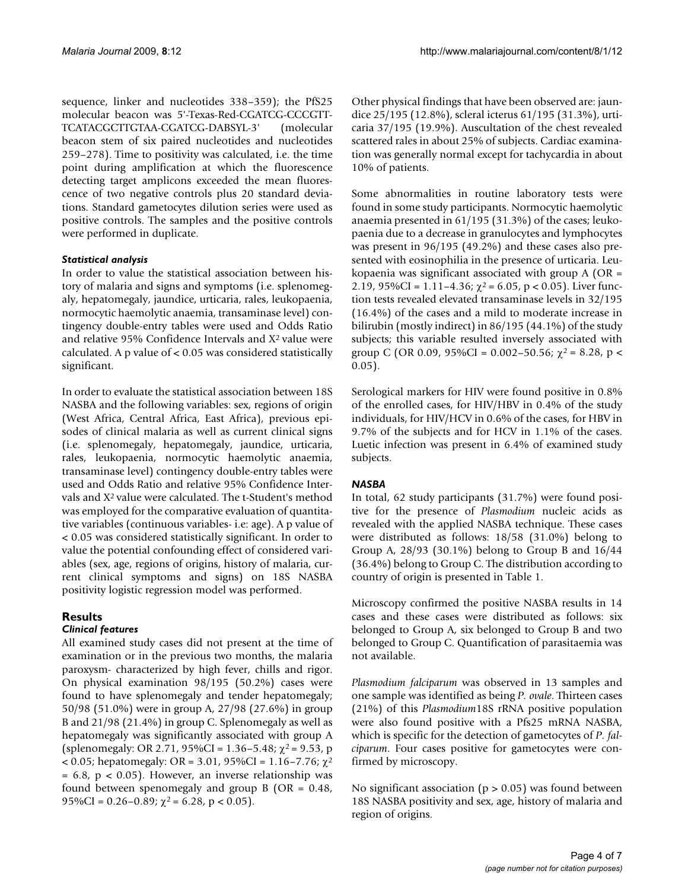sequence, linker and nucleotides 338–359); the PfS25 molecular beacon was 5'-Texas-Red-CGATCG-CCCGTT-TCATACGCTTGTAA-CGATCG-DABSYL-3' (molecular beacon stem of six paired nucleotides and nucleotides 259–278). Time to positivity was calculated, i.e. the time point during amplification at which the fluorescence detecting target amplicons exceeded the mean fluorescence of two negative controls plus 20 standard deviations. Standard gametocytes dilution series were used as positive controls. The samples and the positive controls were performed in duplicate.

### *Statistical analysis*

In order to value the statistical association between history of malaria and signs and symptoms (i.e. splenomegaly, hepatomegaly, jaundice, urticaria, rales, leukopaenia, normocytic haemolytic anaemia, transaminase level) contingency double-entry tables were used and Odds Ratio and relative 95% Confidence Intervals and $X^2$ value were calculated. A p value of < 0.05 was considered statistically significant.

In order to evaluate the statistical association between 18S NASBA and the following variables: sex, regions of origin (West Africa, Central Africa, East Africa), previous episodes of clinical malaria as well as current clinical signs (i.e. splenomegaly, hepatomegaly, jaundice, urticaria, rales, leukopaenia, normocytic haemolytic anaemia, transaminase level) contingency double-entry tables were used and Odds Ratio and relative 95% Confidence Intervals and $X^2$ value were calculated. The t-Student's method was employed for the comparative evaluation of quantitative variables (continuous variables- i.e: age). A p value of < 0.05 was considered statistically significant. In order to value the potential confounding effect of considered variables (sex, age, regions of origins, history of malaria, current clinical symptoms and signs) on 18S NASBA positivity logistic regression model was performed.

## Results

### *Clinical features*

All examined study cases did not present at the time of examination or in the previous two months, the malaria paroxysm- characterized by high fever, chills and rigor. On physical examination 98/195 (50.2%) cases were found to have splenomegaly and tender hepatomegaly; 50/98 (51.0%) were in group A, 27/98 (27.6%) in group B and 21/98 (21.4%) in group C. Splenomegaly as well as hepatomegaly was significantly associated with group A (splenomegaly: OR 2.71, 95%CI = 1.36–5.48; $\chi^2 = 9.53$, $p < 0.05$; hepatomegaly: OR = 3.01, 95%CI = 1.16–7.76; $\chi^2 = 6.8$, $p < 0.05$). However, an inverse relationship was found between spenomegaly and group B (OR = 0.48, 95%CI = 0.26–0.89; $\chi^2 = 6.28$, $p < 0.05$).

Other physical findings that have been observed are: jaundice 25/195 (12.8%), scleral icterus 61/195 (31.3%), urticaria 37/195 (19.9%). Auscultation of the chest revealed scattered rales in about 25% of subjects. Cardiac examination was generally normal except for tachycardia in about 10% of patients.

Some abnormalities in routine laboratory tests were found in some study participants. Normocytic haemolytic anaemia presented in 61/195 (31.3%) of the cases; leukopaenia due to a decrease in granulocytes and lymphocytes was present in 96/195 (49.2%) and these cases also presented with eosinophilia in the presence of urticaria. Leukopaenia was significant associated with group A (OR = 2.19, 95%CI = 1.11–4.36; $\chi^2 = 6.05$, $p < 0.05$). Liver function tests revealed elevated transaminase levels in 32/195 (16.4%) of the cases and a mild to moderate increase in bilirubin (mostly indirect) in 86/195 (44.1%) of the study subjects; this variable resulted inversely associated with group C (OR 0.09, 95%CI = 0.002–50.56; $\chi^2 = 8.28$, $p < 0.05$).

Serological markers for HIV were found positive in 0.8% of the enrolled cases, for HIV/HBV in 0.4% of the study individuals, for HIV/HCV in 0.6% of the cases, for HBV in 9.7% of the subjects and for HCV in 1.1% of the cases. Luetic infection was present in 6.4% of examined study subjects.

### *NASBA*

In total, 62 study participants (31.7%) were found positive for the presence of *Plasmodium* nucleic acids as revealed with the applied NASBA technique. These cases were distributed as follows: 18/58 (31.0%) belong to Group A, 28/93 (30.1%) belong to Group B and 16/44 (36.4%) belong to Group C. The distribution according to country of origin is presented in Table 1.

Microscopy confirmed the positive NASBA results in 14 cases and these cases were distributed as follows: six belonged to Group A, six belonged to Group B and two belonged to Group C. Quantification of parasitaemia was not available.

*Plasmodium falciparum* was observed in 13 samples and one sample was identified as being *P. ovale*. Thirteen cases (21%) of this *Plasmodium*18S rRNA positive population were also found positive with a Pfs25 mRNA NASBA, which is specific for the detection of gametocytes of *P. falciparum*. Four cases positive for gametocytes were confirmed by microscopy.

No significant association ($p > 0.05$) was found between 18S NASBA positivity and sex, age, history of malaria and region of origins.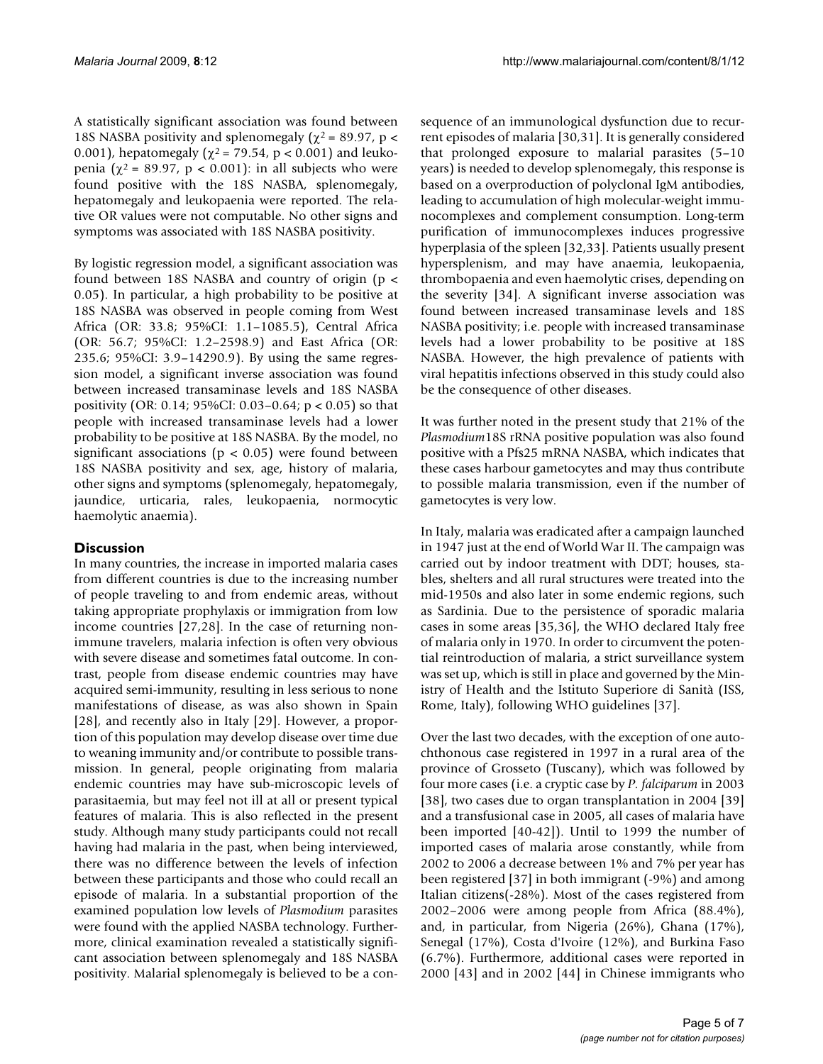A statistically significant association was found between 18S NASBA positivity and splenomegaly ($\chi^2 = 89.97$, $p < 0.001$), hepatomegaly ($\chi^2 = 79.54$, $p < 0.001$) and leukopenia ($\chi^2 = 89.97$, $p < 0.001$): in all subjects who were found positive with the 18S NASBA, splenomegaly, hepatomegaly and leukopaenia were reported. The relative OR values were not computable. No other signs and symptoms was associated with 18S NASBA positivity.

By logistic regression model, a significant association was found between 18S NASBA and country of origin ($p < 0.05$). In particular, a high probability to be positive at 18S NASBA was observed in people coming from West Africa (OR: 33.8; 95%CI: 1.1–1085.5), Central Africa (OR: 56.7; 95%CI: 1.2–2598.9) and East Africa (OR: 235.6; 95%CI: 3.9–14290.9). By using the same regression model, a significant inverse association was found between increased transaminase levels and 18S NASBA positivity (OR: 0.14; 95%CI: 0.03–0.64; $p < 0.05$) so that people with increased transaminase levels had a lower probability to be positive at 18S NASBA. By the model, no significant associations ($p < 0.05$) were found between 18S NASBA positivity and sex, age, history of malaria, other signs and symptoms (splenomegaly, hepatomegaly, jaundice, urticaria, rales, leukopaenia, normocytic haemolytic anaemia).

## Discussion

In many countries, the increase in imported malaria cases from different countries is due to the increasing number of people traveling to and from endemic areas, without taking appropriate prophylaxis or immigration from low income countries [27,28]. In the case of returning non-immune travelers, malaria infection is often very obvious with severe disease and sometimes fatal outcome. In contrast, people from disease endemic countries may have acquired semi-immunity, resulting in less serious to none manifestations of disease, as was also shown in Spain [28], and recently also in Italy [29]. However, a proportion of this population may develop disease over time due to weaning immunity and/or contribute to possible transmission. In general, people originating from malaria endemic countries may have sub-microscopic levels of parasitaemia, but may feel not ill at all or present typical features of malaria. This is also reflected in the present study. Although many study participants could not recall having had malaria in the past, when being interviewed, there was no difference between the levels of infection between these participants and those who could recall an episode of malaria. In a substantial proportion of the examined population low levels of *Plasmodium* parasites were found with the applied NASBA technology. Furthermore, clinical examination revealed a statistically significant association between splenomegaly and 18S NASBA positivity. Malarial splenomegaly is believed to be a consequence of an immunological dysfunction due to recurrent episodes of malaria [30,31]. It is generally considered that prolonged exposure to malarial parasites (5–10 years) is needed to develop splenomegaly, this response is based on a overproduction of polyclonal IgM antibodies, leading to accumulation of high molecular-weight immunocomplexes and complement consumption. Long-term purification of immunocomplexes induces progressive hyperplasia of the spleen [32,33]. Patients usually present hypersplenism, and may have anaemia, leukopaenia, thrombopaenia and even haemolytic crises, depending on the severity [34]. A significant inverse association was found between increased transaminase levels and 18S NASBA positivity; i.e. people with increased transaminase levels had a lower probability to be positive at 18S NASBA. However, the high prevalence of patients with viral hepatitis infections observed in this study could also be the consequence of other diseases.

It was further noted in the present study that 21% of the *Plasmodium*18S rRNA positive population was also found positive with a Pfs25 mRNA NASBA, which indicates that these cases harbour gametocytes and may thus contribute to possible malaria transmission, even if the number of gametocytes is very low.

In Italy, malaria was eradicated after a campaign launched in 1947 just at the end of World War II. The campaign was carried out by indoor treatment with DDT; houses, stables, shelters and all rural structures were treated into the mid-1950s and also later in some endemic regions, such as Sardinia. Due to the persistence of sporadic malaria cases in some areas [35,36], the WHO declared Italy free of malaria only in 1970. In order to circumvent the potential reintroduction of malaria, a strict surveillance system was set up, which is still in place and governed by the Ministry of Health and the Istituto Superiore di Sanità (ISS, Rome, Italy), following WHO guidelines [37].

Over the last two decades, with the exception of one autochthonous case registered in 1997 in a rural area of the province of Grosseto (Tuscany), which was followed by four more cases (i.e. a cryptic case by *P. falciparum* in 2003 [38], two cases due to organ transplantation in 2004 [39] and a transfusional case in 2005, all cases of malaria have been imported [40-42]). Until to 1999 the number of imported cases of malaria arose constantly, while from 2002 to 2006 a decrease between 1% and 7% per year has been registered [37] in both immigrant (-9%) and among Italian citizens(-28%). Most of the cases registered from 2002–2006 were among people from Africa (88.4%), and, in particular, from Nigeria (26%), Ghana (17%), Senegal (17%), Costa d'Ivoire (12%), and Burkina Faso (6.7%). Furthermore, additional cases were reported in 2000 [43] and in 2002 [44] in Chinese immigrants who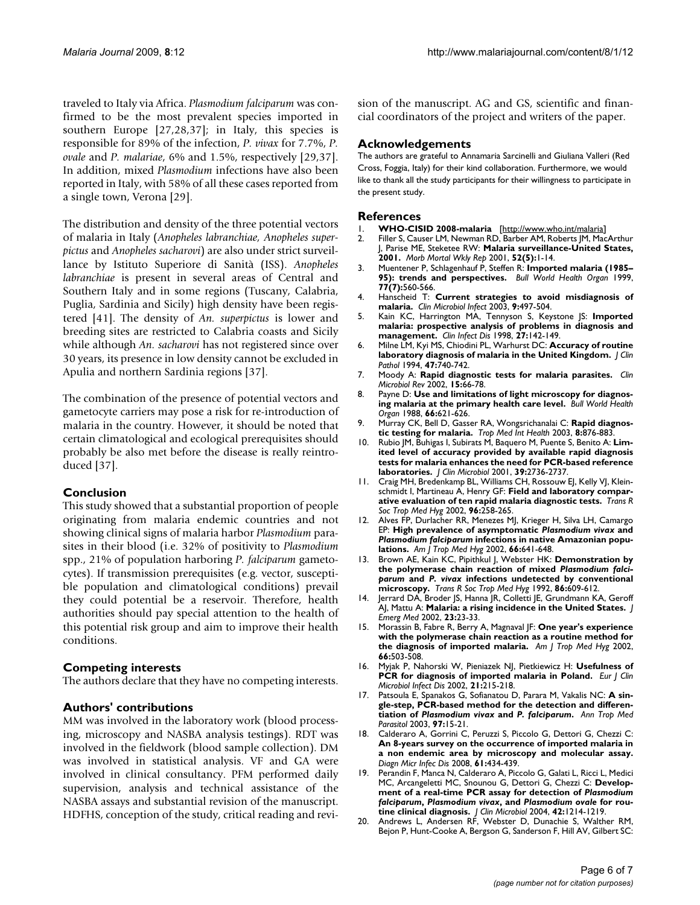traveled to Italy via Africa. *Plasmodium falciparum* was confirmed to be the most prevalent species imported in southern Europe [27,28,37]; in Italy, this species is responsible for 89% of the infection, *P. vivax* for 7.7%, *P. ovale* and *P. malariae*, 6% and 1.5%, respectively [29,37]. In addition, mixed *Plasmodium* infections have also been reported in Italy, with 58% of all these cases reported from a single town, Verona [29].

The distribution and density of the three potential vectors of malaria in Italy (*Anopheles labranchiae, Anopheles superpictus* and *Anopheles sacharovi*) are also under strict surveillance by Istituto Superiore di Sanità (ISS). *Anopheles labranchiae* is present in several areas of Central and Southern Italy and in some regions (Tuscany, Calabria, Puglia, Sardinia and Sicily) high density have been registered [41]. The density of *An. superpictus* is lower and breeding sites are restricted to Calabria coasts and Sicily while although *An. sacharovi* has not registered since over 30 years, its presence in low density cannot be excluded in Apulia and northern Sardinia regions [37].

The combination of the presence of potential vectors and gametocyte carriers may pose a risk for re-introduction of malaria in the country. However, it should be noted that certain climatological and ecological prerequisites should probably be also met before the disease is really reintroduced [37].

## Conclusion

This study showed that a substantial proportion of people originating from malaria endemic countries and not showing clinical signs of malaria harbor *Plasmodium* parasites in their blood (i.e. 32% of positivity to *Plasmodium* spp., 21% of population harboring *P. falciparum* gametocytes). If transmission prerequisites (e.g. vector, susceptible population and climatological conditions) prevail they could potential be a reservoir. Therefore, health authorities should pay special attention to the health of this potential risk group and aim to improve their health conditions.

## Competing interests

The authors declare that they have no competing interests.

## Authors' contributions

MM was involved in the laboratory work (blood processing, microscopy and NASBA analysis testings). RDT was involved in the fieldwork (blood sample collection). DM was involved in statistical analysis. VF and GA were involved in clinical consultancy. PFM performed daily supervision, analysis and technical assistance of the NASBA assays and substantial revision of the manuscript. HDFHS, conception of the study, critical reading and revision of the manuscript. AG and GS, scientific and financial coordinators of the project and writers of the paper.

## Acknowledgements

The authors are grateful to Annamaria Sarcinelli and Giuliana Valleri (Red Cross, Foggia, Italy) for their kind collaboration. Furthermore, we would like to thank all the study participants for their willingness to participate in the present study.

## References

1. **WHO-CISID 2008-malaria** [http://www.who.int/malaria]
2. Filler S, Causer LM, Newman RD, Barber AM, Roberts JM, MacArthur J, Parise ME, Steketee RW: **Malaria surveillance-United States, 2001.** *Morb Mortal Wkly Rep* 2001, **52(5):**1-14.
3. Muentener P, Schlagenhauf P, Steffen R: **Imported malaria (1985–95): trends and perspectives.** *Bull World Health Organ* 1999, **77(7):**560-566.
4. Hanscheid T: **Current strategies to avoid misdiagnosis of malaria.** *Clin Microbiol Infect* 2003, **9:**497-504.
5. Kain KC, Harrington MA, Tennyson S, Keystone JS: **Imported malaria: prospective analysis of problems in diagnosis and management.** *Clin Infect Dis* 1998, **27:**142-149.
6. Milne LM, Kyi MS, Chiodini PL, Warhurst DC: **Accuracy of routine laboratory diagnosis of malaria in the United Kingdom.** *J Clin Pathol* 1994, **47:**740-742.
7. Moody A: **Rapid diagnostic tests for malaria parasites.** *Clin Microbiol Rev* 2002, **15:**66-78.
8. Payne D: **Use and limitations of light microscopy for diagnosing malaria at the primary health care level.** *Bull World Health Organ* 1988, **66:**621-626.
9. Murray CK, Bell D, Gasser RA, Wongsrichanalai C: **Rapid diagnostic testing for malaria.** *Trop Med Int Health* 2003, **8:**876-883.
10. Rubio JM, Buhigas I, Subirats M, Baquero M, Puente S, Benito A: **Limited level of accuracy provided by available rapid diagnosis tests for malaria enhances the need for PCR-based reference laboratories.** *J Clin Microbiol* 2001, **39:**2736-2737.
11. Craig MH, Bredenkamp BL, Williams CH, Rossouw EJ, Kelly VJ, Kleinschmidt I, Martineau A, Henry GF: **Field and laboratory comparative evaluation of ten rapid malaria diagnostic tests.** *Trans R Soc Trop Med Hyg* 2002, **96:**258-265.
12. Alves FP, Durlacher RR, Menezes MJ, Krieger H, Silva LH, Camargo EP: **High prevalence of asymptomatic *Plasmodium vivax* and *Plasmodium falciparum* infections in native Amazonian populations.** *Am J Trop Med Hyg* 2002, **66:**641-648.
13. Brown AE, Kain KC, Pipithkul J, Webster HK: **Demonstration by the polymerase chain reaction of mixed *Plasmodium falciparum* and *P. vivax* infections undetected by conventional microscopy.** *Trans R Soc Trop Med Hyg* 1992, **86:**609-612.
14. Jerrard DA, Broder JS, Hanna JR, Colletti JE, Grundmann KA, Geroff AJ, Mattu A: **Malaria: a rising incidence in the United States.** *J Emerg Med* 2002, **23:**23-33.
15. Morassin B, Fabre R, Berry A, Magnaval JF: **One year's experience with the polymerase chain reaction as a routine method for the diagnosis of imported malaria.** *Am J Trop Med Hyg* 2002, **66:**503-508.
16. Myjak P, Nahorski W, Pieniazek NJ, Pietkiewicz H: **Usefulness of PCR for diagnosis of imported malaria in Poland.** *Eur J Clin Microbiol Infect Dis* 2002, **21:**215-218.
17. Patsoula E, Spanakos G, Sofianatou D, Parara M, Vakalis NC: **A single-step, PCR-based method for the detection and differentiation of *Plasmodium vivax* and *P. falciparum*.** *Ann Trop Med Parasitol* 2003, **97:**15-21.
18. Calderaro A, Gorrini C, Peruzzi S, Piccolo G, Dettori G, Chezzi C: **An 8-years survey on the occurrence of imported malaria in a non endemic area by microscopy and molecular assay.** *Diagn Micr Infec Dis* 2008, **61:**434-439.
19. Perandin F, Manca N, Calderaro A, Piccolo G, Galati L, Ricci L, Medici MC, Arcangeletti MC, Snounou G, Dettori G, Chezzi C: **Development of a real-time PCR assay for detection of *Plasmodium falciparum*, *Plasmodium vivax*, and *Plasmodium ovale* for routine clinical diagnosis.** *J Clin Microbiol* 2004, **42:**1214-1219.
20. Andrews L, Andersen RF, Webster D, Dunachie S, Walther RM, Bejon P, Hunt-Cooke A, Bergson G, Sanderson F, Hill AV, Gilbert SC: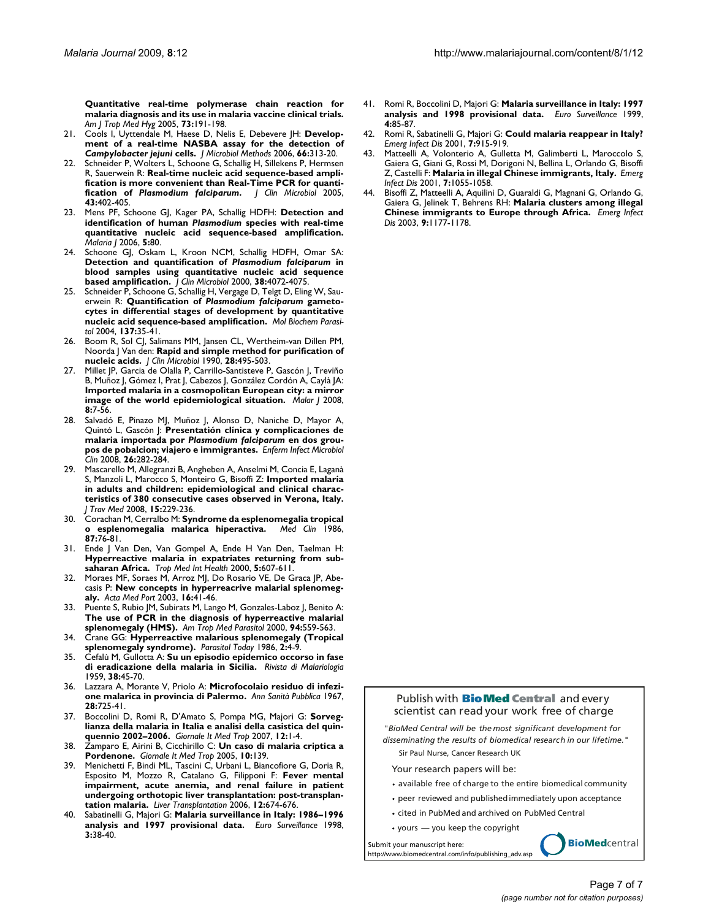**Quantitative real-time polymerase chain reaction for malaria diagnosis and its use in malaria vaccine clinical trials.** *Am J Trop Med Hyg* 2005, **73:**191-198.

21. Cools I, Uyttendale M, Haese D, Nelis E, Debevere JH: **Development of a real-time NASBA assay for the detection of *Campylobacter jejuni* cells.** *J Microbiol Methods* 2006, **66:**313-20.
22. Schneider P, Wolters L, Schoone G, Schallig H, Sillekens P, Hermsen R, Sauerwein R: **Real-time nucleic acid sequence-based amplification is more convenient than Real-Time PCR for quantification of *Plasmodium falciparum*.** *J Clin Microbiol* 2005, **43:**402-405.
23. Mens PF, Schoone GJ, Kager PA, Schallig HDFH: **Detection and identification of human *Plasmodium* species with real-time quantitative nucleic acid sequence-based amplification.** *Malaria J* 2006, **5:**80.
24. Schoone GJ, Oskam L, Kroon NCM, Schallig HDFH, Omar SA: **Detection and quantification of *Plasmodium falciparum* in blood samples using quantitative nucleic acid sequence based amplification.** *J Clin Microbiol* 2000, **38:**4072-4075.
25. Schneider P, Schoone G, Schallig H, Vergage D, Telgt D, Eling W, Sauerwein R: **Quantification of *Plasmodium falciparum* gametocytes in differential stages of development by quantitative nucleic acid sequence-based amplification.** *Mol Biochem Parasitol* 2004, **137:**35-41.
26. Boom R, Sol CJ, Salimans MM, Jansen CL, Wertheim-van Dillen PM, Noorda J Van den: **Rapid and simple method for purification of nucleic acids.** *J Clin Microbiol* 1990, **28:**495-503.
27. Millet JP, Garcia de Olalla P, Carrillo-Santisteve P, Gascón J, Treviño B, Muñoz J, Gómez I, Prat J, Cabezos J, González Cordón A, Caylà JA: **Imported malaria in a cosmopolitan European city: a mirror image of the world epidemiological situation.** *Malar J* 2008, **8:**7-56.
28. Salvadó E, Pinazo MJ, Muñoz J, Alonso D, Naniche D, Mayor A, Quintó L, Gascón J: **Presentación clínica y complicaciones de malaria importada por *Plasmodium falciparum* en dos grupos de pobalcion; viajero e immigrantes.** *Enferm Infect Microbiol Clin* 2008, **26:**282-284.
29. Mascarello M, Allegranzi B, Angheben A, Anselmi M, Concia E, Laganà S, Manzoli L, Marocco S, Monteiro G, Bisoffi Z: **Imported malaria in adults and children: epidemiological and clinical characteristics of 380 consecutive cases observed in Verona, Italy.** *J Trav Med* 2008, **15:**229-236.
30. Corachan M, Cerralbo M: **Syndrome da esplenomegalia tropical o esplenomegalia malarica hiperactiva.** *Med Clin* 1986, **87:**76-81.
31. Ende J Van Den, Van Gompel A, Ende H Van Den, Taelman H: **Hyperreactive malaria in expatriates returning from sub-saharan Africa.** *Trop Med Int Health* 2000, **5:**607-611.
32. Moraes MF, Soraes M, Arroz MJ, Do Rosario VE, De Graca JP, Abecasis P: **New concepts in hyperreacrive malarial splenomegaly.** *Acta Med Port* 2003, **16:**41-46.
33. Puente S, Rubio JM, Subirats M, Lango M, Gonzales-Laboz J, Benito A: **The use of PCR in the diagnosis of hyperreactive malarial splenomegaly (HMS).** *Am Trop Med Parasitol* 2000, **94:**559-563.
34. Crane GG: **Hyperreactive malarious splenomegaly (Tropical splenomegaly syndrome).** *Parasitol Today* 1986, **2:**4-9.
35. Cefalù M, Gullotta A: **Su un episodio epidemico occorso in fase di eradicazione della malaria in Sicilia.** *Rivista di Malariologia* 1959, **38:**45-70.
36. Lazzara A, Morante V, Priolo A: **Microfocolaio residuo di infezione malarica in provincia di Palermo.** *Ann Sanità Pubblica* 1967, **28:**725-41.
37. Boccolini D, Romi R, D'Amato S, Pompa MG, Majori G: **Sorveglianza della malaria in Italia e analisi della casistica del quinquennio 2002–2006.** *Giornale It Med Trop* 2007, **12:**1-4.
38. Zamparo E, Airini B, Cicchirillo C: **Un caso di malaria criptica a Pordenone.** *Giornale It Med Trop* 2005, **10:**139.
39. Menichetti F, Bindi ML, Tascini C, Urbani L, Biancofiore G, Doria R, Esposito M, Mozzo R, Catalano G, Filipponi F: **Fever mental impairment, acute anemia, and renal failure in patient undergoing orthotopic liver transplantation: post-transplantation malaria.** *Liver Transplantation* 2006, **12:**674-676.
40. Sabatinelli G, Majori G: **Malaria surveillance in Italy: 1986–1996 analysis and 1997 provisional data.** *Euro Surveillance* 1998, **3:**38-40.
41. Romi R, Boccolini D, Majori G: **Malaria surveillance in Italy: 1997 analysis and 1998 provisional data.** *Euro Surveillance* 1999, **4:**85-87.
42. Romi R, Sabatinelli G, Majori G: **Could malaria reappear in Italy?** *Emerg Infect Dis* 2001, **7:**915-919.
43. Matteelli A, Volonterio A, Gulletta M, Galimberti L, Maroccolo S, Gaiera G, Giani G, Rossi M, Dorigoni N, Bellina L, Orlando G, Bisoffi Z, Castelli F: **Malaria in illegal Chinese immigrants, Italy.** *Emerg Infect Dis* 2001, **7:**1055-1058.
44. Bisoffi Z, Matteelli A, Aquilini D, Guaraldi G, Magnani G, Orlando G, Gaiera G, Jelinek T, Behrens RH: **Malaria clusters among illegal Chinese immigrants to Europe through Africa.** *Emerg Infect Dis* 2003, **9:**1177-1178.

Publish with **BioMed Central** and every scientist can read your work free of charge

*"BioMed Central will be the most significant development for disseminating the results of biomedical research in our lifetime."*
Sir Paul Nurse, Cancer Research UK

Your research papers will be:

- available free of charge to the entire biomedical community
- peer reviewed and published immediately upon acceptance
- cited in PubMed and archived on PubMed Central
- yours — you keep the copyright

Submit your manuscript here:
http://www.biomedcentral.com/info/publishing_adv.asp

**BioMed**central